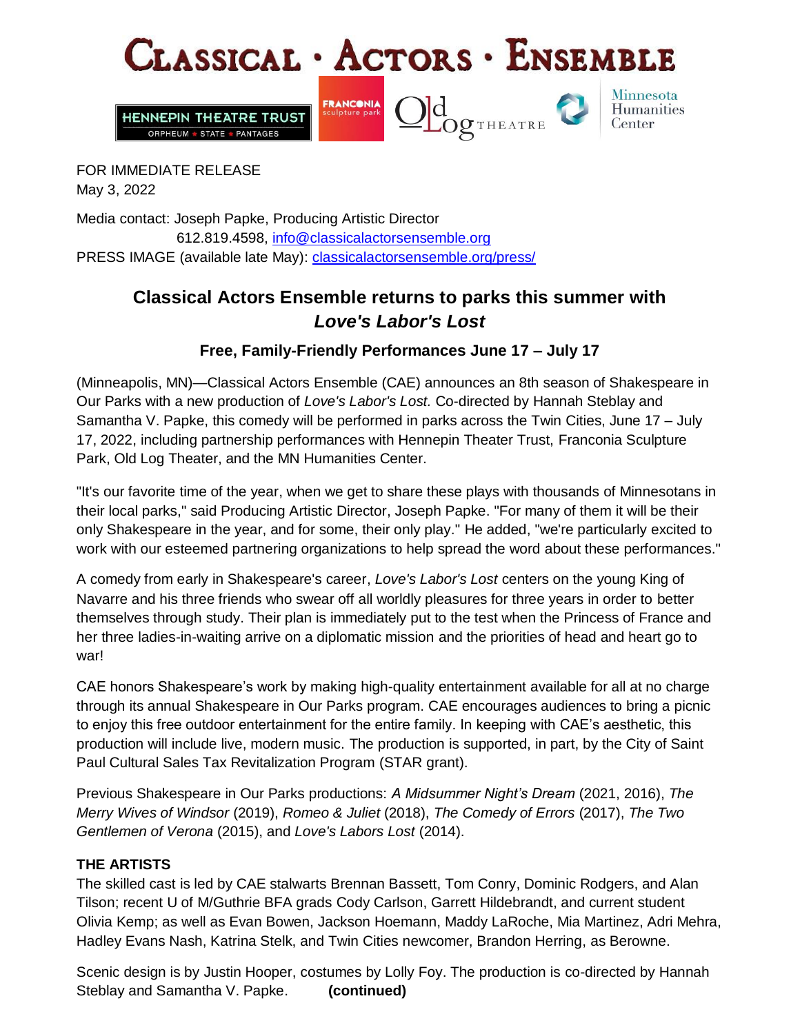# CLASSICAL · ACTORS · ENSEMBLE

HENNEPIN THEATRE TRUST
ORPHEUM • STATE • PANTAGES

FRANCONIA sculpture park

Old Log THEATRE

Minnesota Humanities Center

FOR IMMEDIATE RELEASE
May 3, 2022

Media contact: Joseph Papke, Producing Artistic Director
612.819.4598, info@classicalactorsensemble.org
PRESS IMAGE (available late May): classicalactorsensemble.org/press/

## Classical Actors Ensemble returns to parks this summer with *Love's Labor's Lost*

### Free, Family-Friendly Performances June 17 – July 17

(Minneapolis, MN)—Classical Actors Ensemble (CAE) announces an 8th season of Shakespeare in Our Parks with a new production of *Love's Labor's Lost.* Co-directed by Hannah Steblay and Samantha V. Papke, this comedy will be performed in parks across the Twin Cities, June 17 – July 17, 2022, including partnership performances with Hennepin Theater Trust, Franconia Sculpture Park, Old Log Theater, and the MN Humanities Center.

"It's our favorite time of the year, when we get to share these plays with thousands of Minnesotans in their local parks," said Producing Artistic Director, Joseph Papke. "For many of them it will be their only Shakespeare in the year, and for some, their only play." He added, "we're particularly excited to work with our esteemed partnering organizations to help spread the word about these performances."

A comedy from early in Shakespeare's career, *Love's Labor's Lost* centers on the young King of Navarre and his three friends who swear off all worldly pleasures for three years in order to better themselves through study. Their plan is immediately put to the test when the Princess of France and her three ladies-in-waiting arrive on a diplomatic mission and the priorities of head and heart go to war!

CAE honors Shakespeare's work by making high-quality entertainment available for all at no charge through its annual Shakespeare in Our Parks program. CAE encourages audiences to bring a picnic to enjoy this free outdoor entertainment for the entire family. In keeping with CAE's aesthetic, this production will include live, modern music. The production is supported, in part, by the City of Saint Paul Cultural Sales Tax Revitalization Program (STAR grant).

Previous Shakespeare in Our Parks productions: *A Midsummer Night's Dream* (2021, 2016), *The Merry Wives of Windsor* (2019), *Romeo & Juliet* (2018), *The Comedy of Errors* (2017), *The Two Gentlemen of Verona* (2015), and *Love's Labors Lost* (2014).

**THE ARTISTS**

The skilled cast is led by CAE stalwarts Brennan Bassett, Tom Conry, Dominic Rodgers, and Alan Tilson; recent U of M/Guthrie BFA grads Cody Carlson, Garrett Hildebrandt, and current student Olivia Kemp; as well as Evan Bowen, Jackson Hoemann, Maddy LaRoche, Mia Martinez, Adri Mehra, Hadley Evans Nash, Katrina Stelk, and Twin Cities newcomer, Brandon Herring, as Berowne.

Scenic design is by Justin Hooper, costumes by Lolly Foy. The production is co-directed by Hannah Steblay and Samantha V. Papke. **(continued)**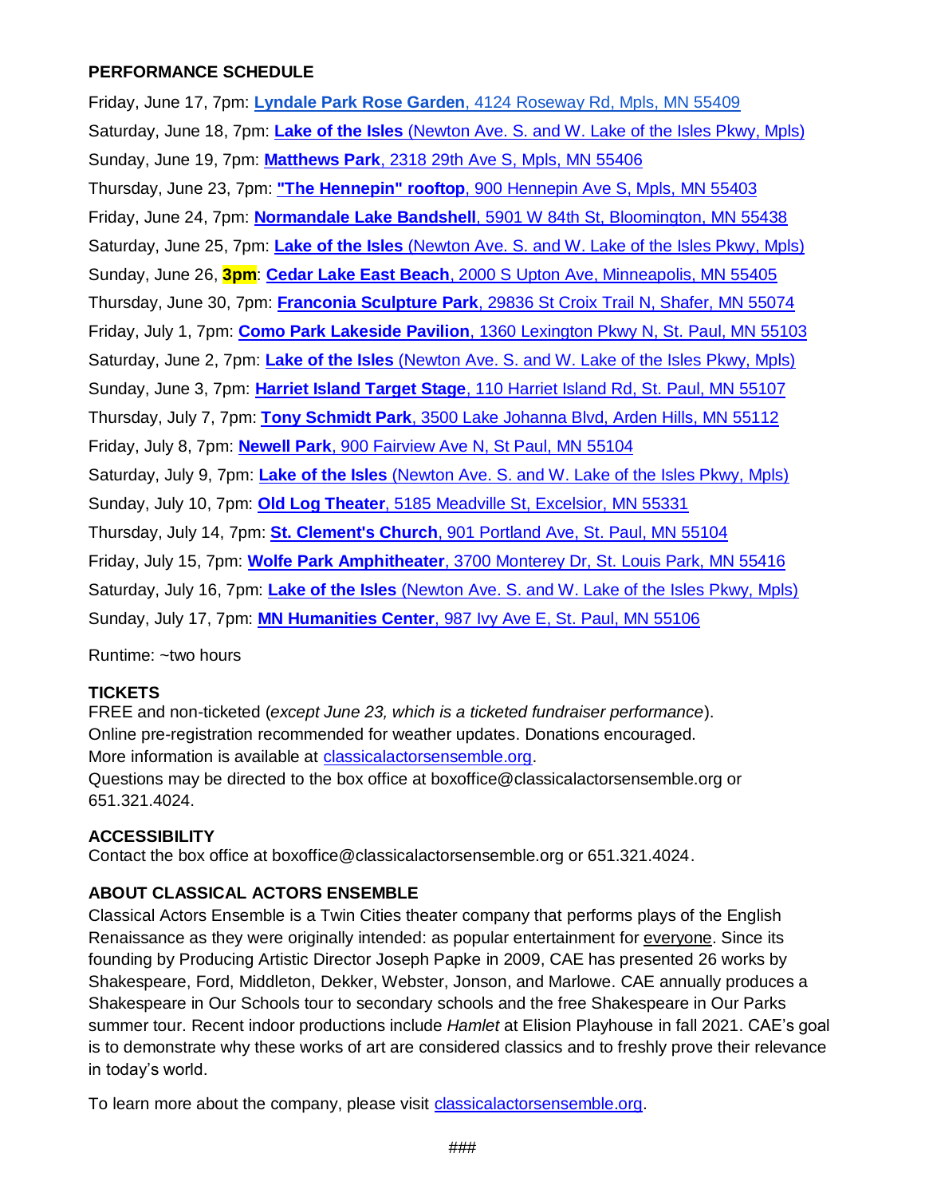**PERFORMANCE SCHEDULE**

Friday, June 17, 7pm: **Lyndale Park Rose Garden**, 4124 Roseway Rd, Mpls, MN 55409
Saturday, June 18, 7pm: **Lake of the Isles** (Newton Ave. S. and W. Lake of the Isles Pkwy, Mpls)
Sunday, June 19, 7pm: **Matthews Park**, 2318 29th Ave S, Mpls, MN 55406
Thursday, June 23, 7pm: **"The Hennepin" rooftop**, 900 Hennepin Ave S, Mpls, MN 55403
Friday, June 24, 7pm: **Normandale Lake Bandshell**, 5901 W 84th St, Bloomington, MN 55438
Saturday, June 25, 7pm: **Lake of the Isles** (Newton Ave. S. and W. Lake of the Isles Pkwy, Mpls)
Sunday, June 26, **3pm**: **Cedar Lake East Beach**, 2000 S Upton Ave, Minneapolis, MN 55405
Thursday, June 30, 7pm: **Franconia Sculpture Park**, 29836 St Croix Trail N, Shafer, MN 55074
Friday, July 1, 7pm: **Como Park Lakeside Pavilion**, 1360 Lexington Pkwy N, St. Paul, MN 55103
Saturday, June 2, 7pm: **Lake of the Isles** (Newton Ave. S. and W. Lake of the Isles Pkwy, Mpls)
Sunday, June 3, 7pm: **Harriet Island Target Stage**, 110 Harriet Island Rd, St. Paul, MN 55107
Thursday, July 7, 7pm: **Tony Schmidt Park**, 3500 Lake Johanna Blvd, Arden Hills, MN 55112
Friday, July 8, 7pm: **Newell Park**, 900 Fairview Ave N, St Paul, MN 55104
Saturday, July 9, 7pm: **Lake of the Isles** (Newton Ave. S. and W. Lake of the Isles Pkwy, Mpls)
Sunday, July 10, 7pm: **Old Log Theater**, 5185 Meadville St, Excelsior, MN 55331
Thursday, July 14, 7pm: **St. Clement's Church**, 901 Portland Ave, St. Paul, MN 55104
Friday, July 15, 7pm: **Wolfe Park Amphitheater**, 3700 Monterey Dr, St. Louis Park, MN 55416
Saturday, July 16, 7pm: **Lake of the Isles** (Newton Ave. S. and W. Lake of the Isles Pkwy, Mpls)
Sunday, July 17, 7pm: **MN Humanities Center**, 987 Ivy Ave E, St. Paul, MN 55106

Runtime: ~two hours

**TICKETS**

FREE and non-ticketed (*except June 23, which is a ticketed fundraiser performance*).
Online pre-registration recommended for weather updates. Donations encouraged.
More information is available at classicalactorsensemble.org.
Questions may be directed to the box office at boxoffice@classicalactorsensemble.org or 651.321.4024.

**ACCESSIBILITY**

Contact the box office at boxoffice@classicalactorsensemble.org or 651.321.4024.

**ABOUT CLASSICAL ACTORS ENSEMBLE**

Classical Actors Ensemble is a Twin Cities theater company that performs plays of the English Renaissance as they were originally intended: as popular entertainment for everyone. Since its founding by Producing Artistic Director Joseph Papke in 2009, CAE has presented 26 works by Shakespeare, Ford, Middleton, Dekker, Webster, Jonson, and Marlowe. CAE annually produces a Shakespeare in Our Schools tour to secondary schools and the free Shakespeare in Our Parks summer tour. Recent indoor productions include *Hamlet* at Elision Playhouse in fall 2021. CAE's goal is to demonstrate why these works of art are considered classics and to freshly prove their relevance in today's world.

To learn more about the company, please visit classicalactorsensemble.org.

###